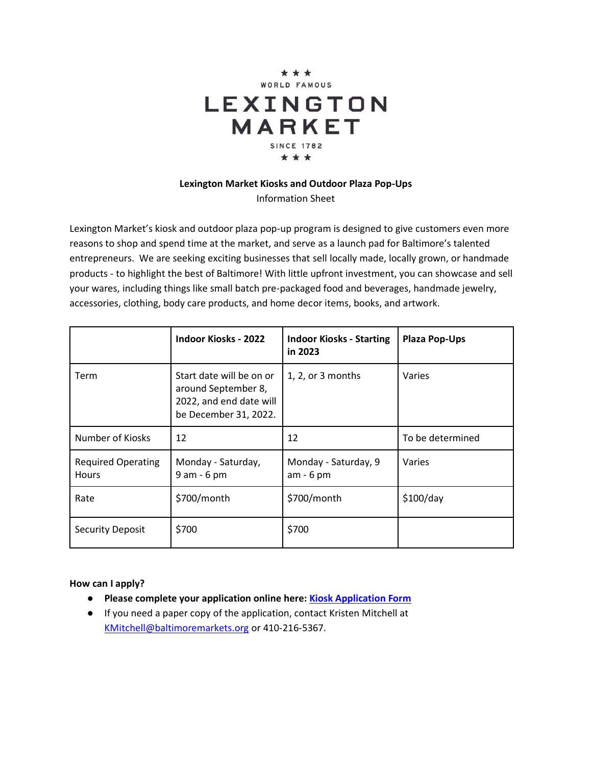★ ★ ★

WORLD FAMOUS

# LEXINGTON MARKET

SINCE 1782

★ ★ ★

**Lexington Market Kiosks and Outdoor Plaza Pop-Ups**

Information Sheet

Lexington Market's kiosk and outdoor plaza pop-up program is designed to give customers even more reasons to shop and spend time at the market, and serve as a launch pad for Baltimore's talented entrepreneurs. We are seeking exciting businesses that sell locally made, locally grown, or handmade products - to highlight the best of Baltimore! With little upfront investment, you can showcase and sell your wares, including things like small batch pre-packaged food and beverages, handmade jewelry, accessories, clothing, body care products, and home decor items, books, and artwork.

| | **Indoor Kiosks - 2022** | **Indoor Kiosks - Starting in 2023** | **Plaza Pop-Ups** |
|---|---|---|---|
| Term | Start date will be on or around September 8, 2022, and end date will be December 31, 2022. | 1, 2, or 3 months | Varies |
| Number of Kiosks | 12 | 12 | To be determined |
| Required Operating Hours | Monday - Saturday, 9 am - 6 pm | Monday - Saturday, 9 am - 6 pm | Varies |
| Rate | $700/month | $700/month | $100/day |
| Security Deposit | $700 | $700 | |

**How can I apply?**

- **Please complete your application online here: Kiosk Application Form**
- If you need a paper copy of the application, contact Kristen Mitchell at KMitchell@baltimoremarkets.org or 410-216-5367.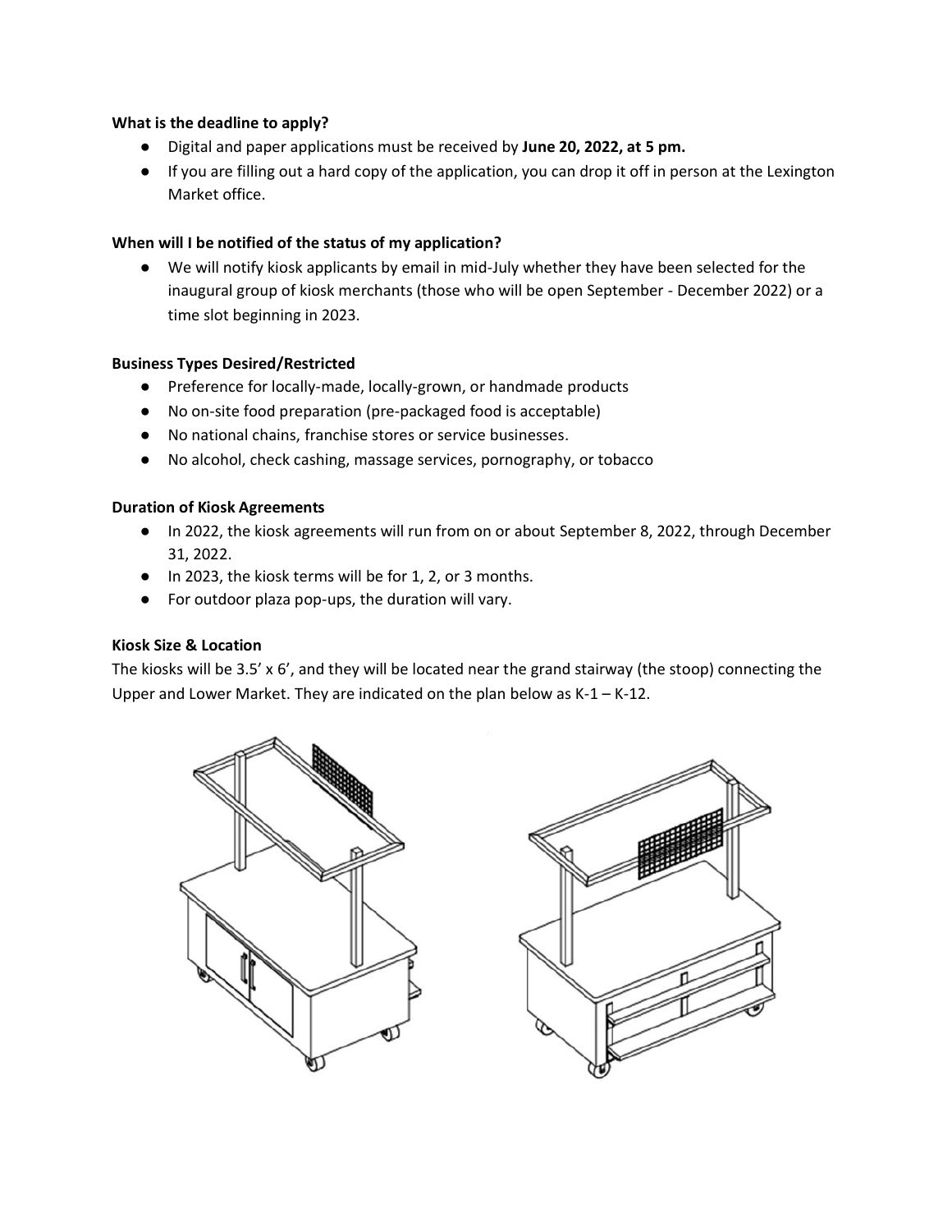**What is the deadline to apply?**

- Digital and paper applications must be received by **June 20, 2022, at 5 pm.**
- If you are filling out a hard copy of the application, you can drop it off in person at the Lexington Market office.

**When will I be notified of the status of my application?**

- We will notify kiosk applicants by email in mid-July whether they have been selected for the inaugural group of kiosk merchants (those who will be open September - December 2022) or a time slot beginning in 2023.

**Business Types Desired/Restricted**

- Preference for locally-made, locally-grown, or handmade products
- No on-site food preparation (pre-packaged food is acceptable)
- No national chains, franchise stores or service businesses.
- No alcohol, check cashing, massage services, pornography, or tobacco

**Duration of Kiosk Agreements**

- In 2022, the kiosk agreements will run from on or about September 8, 2022, through December 31, 2022.
- In 2023, the kiosk terms will be for 1, 2, or 3 months.
- For outdoor plaza pop-ups, the duration will vary.

**Kiosk Size & Location**

The kiosks will be 3.5' x 6', and they will be located near the grand stairway (the stoop) connecting the Upper and Lower Market. They are indicated on the plan below as K-1 – K-12.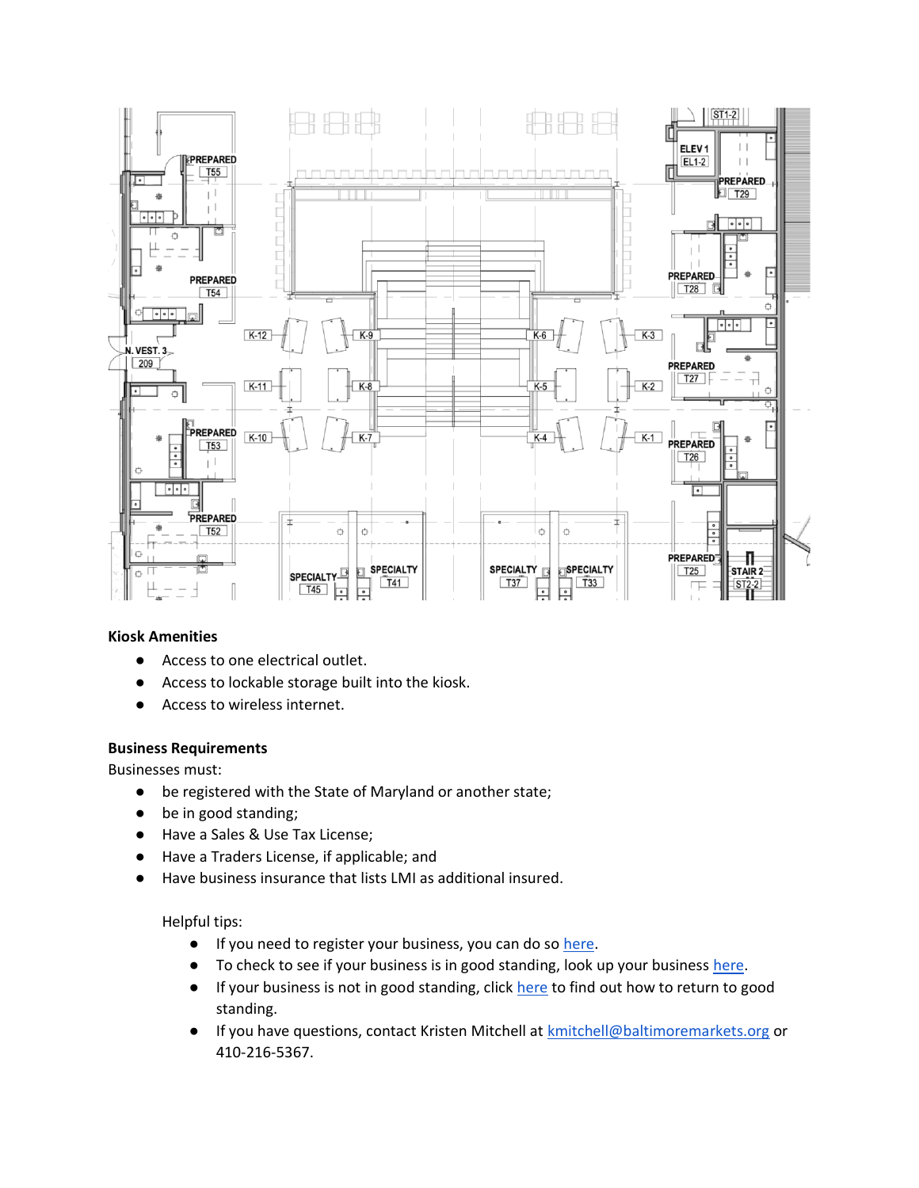**Kiosk Amenities**

- Access to one electrical outlet.
- Access to lockable storage built into the kiosk.
- Access to wireless internet.

**Business Requirements**

Businesses must:

- be registered with the State of Maryland or another state;
- be in good standing;
- Have a Sales & Use Tax License;
- Have a Traders License, if applicable; and
- Have business insurance that lists LMI as additional insured.

Helpful tips:

- If you need to register your business, you can do so here.
- To check to see if your business is in good standing, look up your business here.
- If your business is not in good standing, click here to find out how to return to good standing.
- If you have questions, contact Kristen Mitchell at kmitchell@baltimoremarkets.org or 410-216-5367.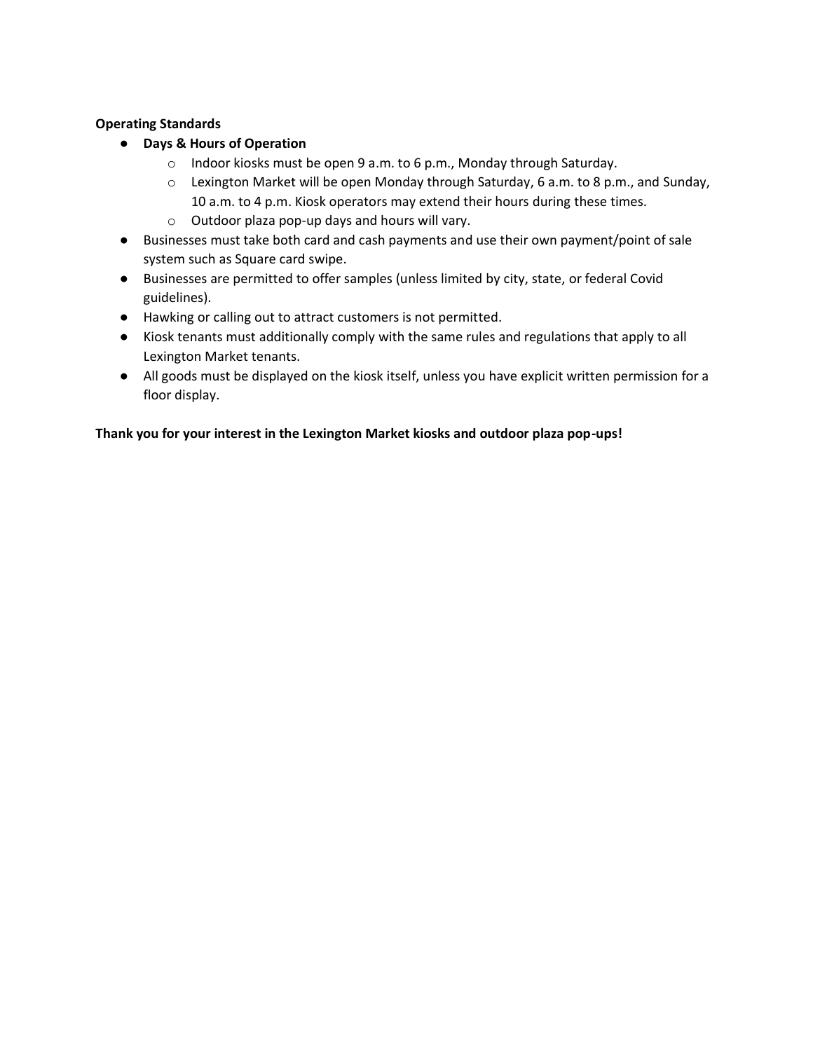**Operating Standards**

- **Days & Hours of Operation**
  - Indoor kiosks must be open 9 a.m. to 6 p.m., Monday through Saturday.
  - Lexington Market will be open Monday through Saturday, 6 a.m. to 8 p.m., and Sunday, 10 a.m. to 4 p.m. Kiosk operators may extend their hours during these times.
  - Outdoor plaza pop-up days and hours will vary.
- Businesses must take both card and cash payments and use their own payment/point of sale system such as Square card swipe.
- Businesses are permitted to offer samples (unless limited by city, state, or federal Covid guidelines).
- Hawking or calling out to attract customers is not permitted.
- Kiosk tenants must additionally comply with the same rules and regulations that apply to all Lexington Market tenants.
- All goods must be displayed on the kiosk itself, unless you have explicit written permission for a floor display.

**Thank you for your interest in the Lexington Market kiosks and outdoor plaza pop-ups!**